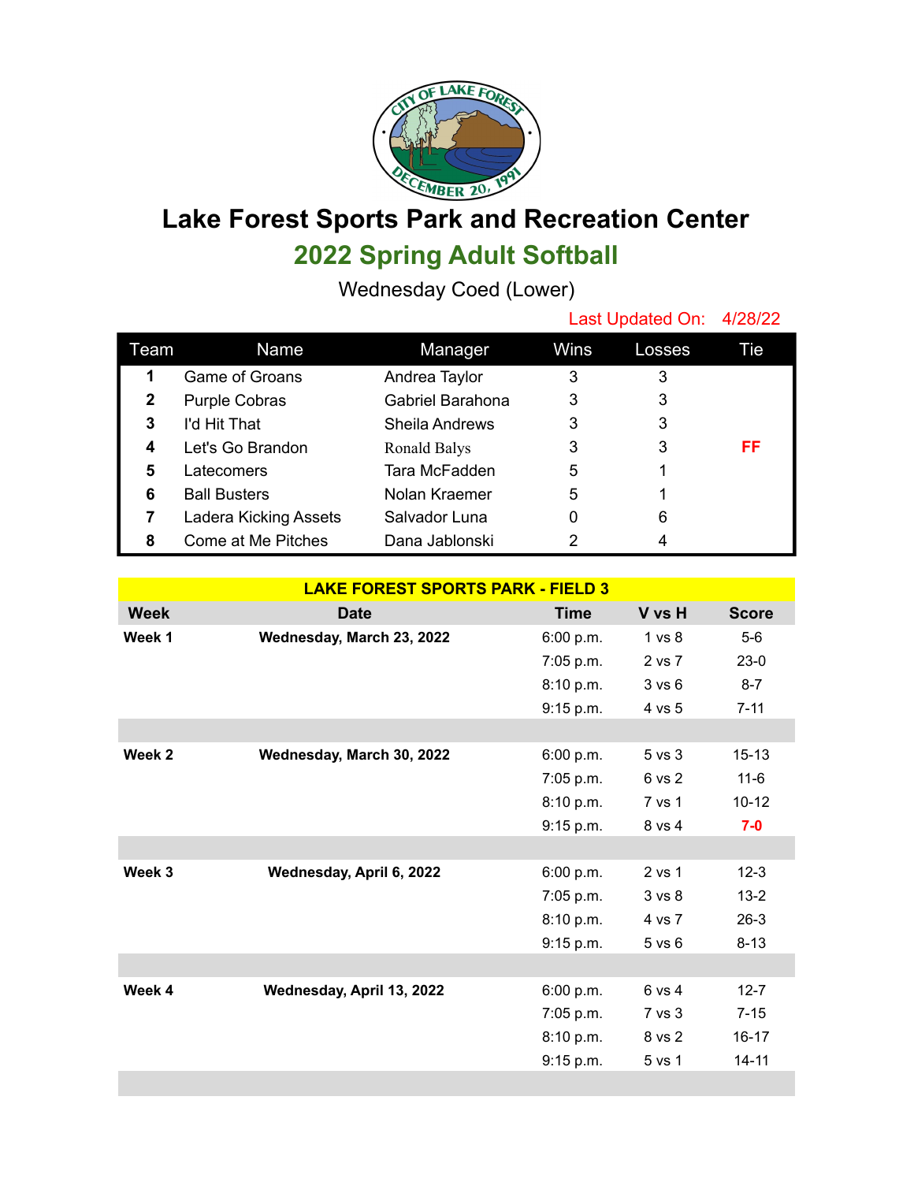# Lake Forest Sports Park and Recreation Center

## 2022 Spring Adult Softball

Wednesday Coed (Lower)

Last Updated On: 4/28/22

| Team | Name | Manager | Wins | Losses | Tie |
|---|---|---|---|---|---|
| 1 | Game of Groans | Andrea Taylor | 3 | 3 | |
| 2 | Purple Cobras | Gabriel Barahona | 3 | 3 | |
| 3 | I'd Hit That | Sheila Andrews | 3 | 3 | |
| 4 | Let's Go Brandon | Ronald Balys | 3 | 3 | FF |
| 5 | Latecomers | Tara McFadden | 5 | 1 | |
| 6 | Ball Busters | Nolan Kraemer | 5 | 1 | |
| 7 | Ladera Kicking Assets | Salvador Luna | 0 | 6 | |
| 8 | Come at Me Pitches | Dana Jablonski | 2 | 4 | |

**LAKE FOREST SPORTS PARK - FIELD 3**

| Week | Date | Time | V vs H | Score |
|---|---|---|---|---|
| **Week 1** | **Wednesday, March 23, 2022** | 6:00 p.m. | 1 vs 8 | 5-6 |
| | | 7:05 p.m. | 2 vs 7 | 23-0 |
| | | 8:10 p.m. | 3 vs 6 | 8-7 |
| | | 9:15 p.m. | 4 vs 5 | 7-11 |
| **Week 2** | **Wednesday, March 30, 2022** | 6:00 p.m. | 5 vs 3 | 15-13 |
| | | 7:05 p.m. | 6 vs 2 | 11-6 |
| | | 8:10 p.m. | 7 vs 1 | 10-12 |
| | | 9:15 p.m. | 8 vs 4 | **7-0** |
| **Week 3** | **Wednesday, April 6, 2022** | 6:00 p.m. | 2 vs 1 | 12-3 |
| | | 7:05 p.m. | 3 vs 8 | 13-2 |
| | | 8:10 p.m. | 4 vs 7 | 26-3 |
| | | 9:15 p.m. | 5 vs 6 | 8-13 |
| **Week 4** | **Wednesday, April 13, 2022** | 6:00 p.m. | 6 vs 4 | 12-7 |
| | | 7:05 p.m. | 7 vs 3 | 7-15 |
| | | 8:10 p.m. | 8 vs 2 | 16-17 |
| | | 9:15 p.m. | 5 vs 1 | 14-11 |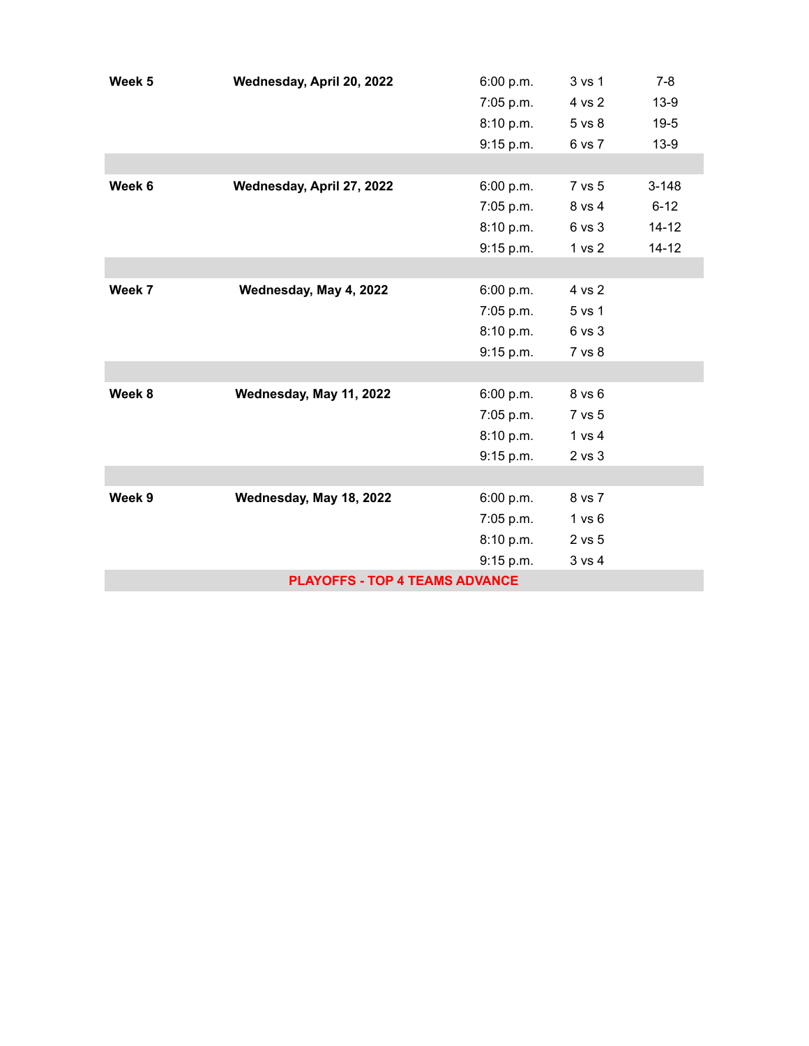| | | | | |
|---|---|---|---|---|
| **Week 5** | **Wednesday, April 20, 2022** | 6:00 p.m. | 3 vs 1 | 7-8 |
| | | 7:05 p.m. | 4 vs 2 | 13-9 |
| | | 8:10 p.m. | 5 vs 8 | 19-5 |
| | | 9:15 p.m. | 6 vs 7 | 13-9 |
| | | | | |
| **Week 6** | **Wednesday, April 27, 2022** | 6:00 p.m. | 7 vs 5 | 3-148 |
| | | 7:05 p.m. | 8 vs 4 | 6-12 |
| | | 8:10 p.m. | 6 vs 3 | 14-12 |
| | | 9:15 p.m. | 1 vs 2 | 14-12 |
| | | | | |
| **Week 7** | **Wednesday, May 4, 2022** | 6:00 p.m. | 4 vs 2 | |
| | | 7:05 p.m. | 5 vs 1 | |
| | | 8:10 p.m. | 6 vs 3 | |
| | | 9:15 p.m. | 7 vs 8 | |
| | | | | |
| **Week 8** | **Wednesday, May 11, 2022** | 6:00 p.m. | 8 vs 6 | |
| | | 7:05 p.m. | 7 vs 5 | |
| | | 8:10 p.m. | 1 vs 4 | |
| | | 9:15 p.m. | 2 vs 3 | |
| | | | | |
| **Week 9** | **Wednesday, May 18, 2022** | 6:00 p.m. | 8 vs 7 | |
| | | 7:05 p.m. | 1 vs 6 | |
| | | 8:10 p.m. | 2 vs 5 | |
| | | 9:15 p.m. | 3 vs 4 | |

**PLAYOFFS - TOP 4 TEAMS ADVANCE**